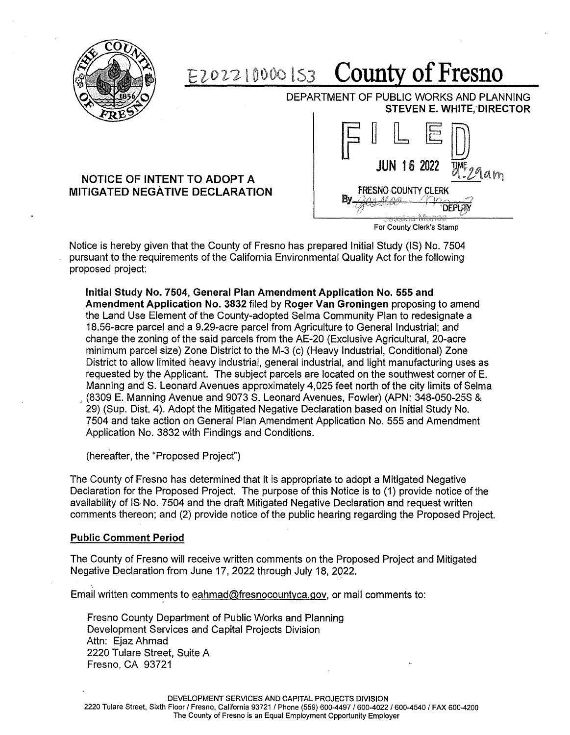E202210000153

# County of Fresno

DEPARTMENT OF PUBLIC WORKS AND PLANNING
**STEVEN E. WHITE, DIRECTOR**

FILED
JUN 16 2022 TIME 9:29am
FRESNO COUNTY CLERK
By ________ DEPUTY
Jessica Munoz
For County Clerk's Stamp

## NOTICE OF INTENT TO ADOPT A MITIGATED NEGATIVE DECLARATION

Notice is hereby given that the County of Fresno has prepared Initial Study (IS) No. 7504 pursuant to the requirements of the California Environmental Quality Act for the following proposed project:

> **Initial Study No. 7504, General Plan Amendment Application No. 555 and Amendment Application No. 3832** filed by **Roger Van Groningen** proposing to amend the Land Use Element of the County-adopted Selma Community Plan to redesignate a 18.56-acre parcel and a 9.29-acre parcel from Agriculture to General Industrial; and change the zoning of the said parcels from the AE-20 (Exclusive Agricultural, 20-acre minimum parcel size) Zone District to the M-3 (c) (Heavy Industrial, Conditional) Zone District to allow limited heavy industrial, general industrial, and light manufacturing uses as requested by the Applicant. The subject parcels are located on the southwest corner of E. Manning and S. Leonard Avenues approximately 4,025 feet north of the city limits of Selma (8309 E. Manning Avenue and 9073 S. Leonard Avenues, Fowler) (APN: 348-050-25S & 29) (Sup. Dist. 4). Adopt the Mitigated Negative Declaration based on Initial Study No. 7504 and take action on General Plan Amendment Application No. 555 and Amendment Application No. 3832 with Findings and Conditions.
>
> (hereafter, the "Proposed Project")

The County of Fresno has determined that it is appropriate to adopt a Mitigated Negative Declaration for the Proposed Project. The purpose of this Notice is to (1) provide notice of the availability of IS No. 7504 and the draft Mitigated Negative Declaration and request written comments thereon; and (2) provide notice of the public hearing regarding the Proposed Project.

### Public Comment Period

The County of Fresno will receive written comments on the Proposed Project and Mitigated Negative Declaration from June 17, 2022 through July 18, 2022.

Email written comments to eahmad@fresnocountyca.gov, or mail comments to:

> Fresno County Department of Public Works and Planning
> Development Services and Capital Projects Division
> Attn: Ejaz Ahmad
> 2220 Tulare Street, Suite A
> Fresno, CA 93721

DEVELOPMENT SERVICES AND CAPITAL PROJECTS DIVISION
2220 Tulare Street, Sixth Floor / Fresno, California 93721 / Phone (559) 600-4497 / 600-4022 / 600-4540 / FAX 600-4200
The County of Fresno is an Equal Employment Opportunity Employer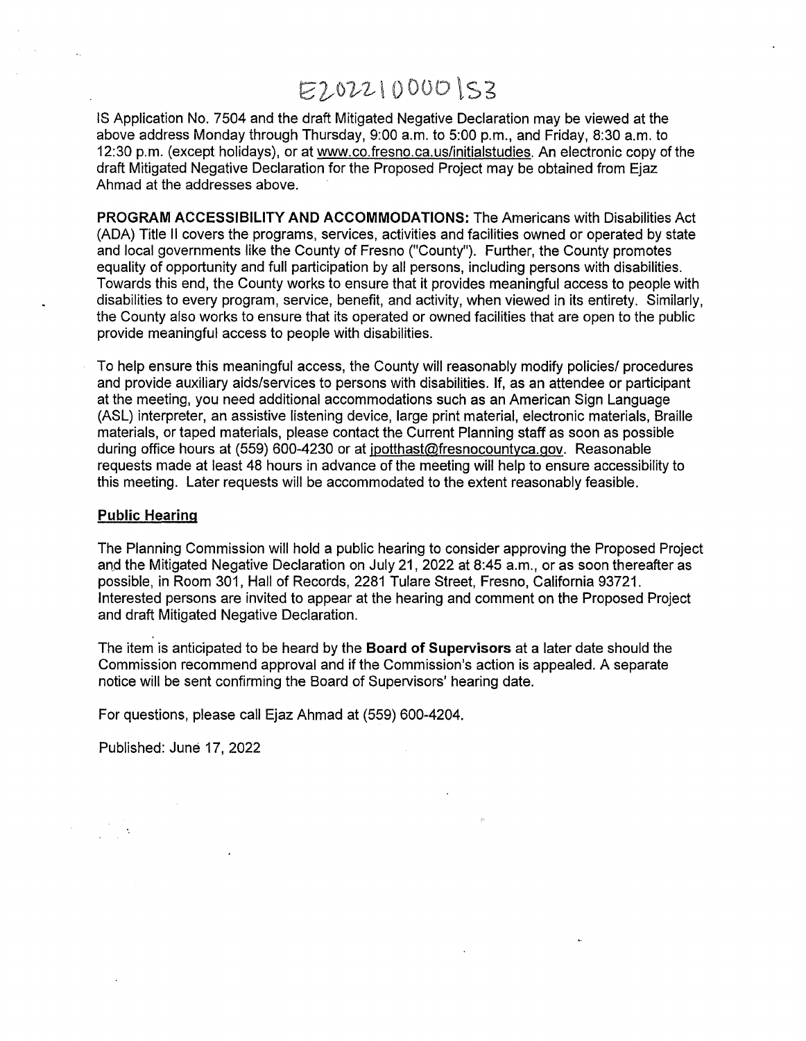E202210000153

IS Application No. 7504 and the draft Mitigated Negative Declaration may be viewed at the above address Monday through Thursday, 9:00 a.m. to 5:00 p.m., and Friday, 8:30 a.m. to 12:30 p.m. (except holidays), or at www.co.fresno.ca.us/initialstudies. An electronic copy of the draft Mitigated Negative Declaration for the Proposed Project may be obtained from Ejaz Ahmad at the addresses above.

**PROGRAM ACCESSIBILITY AND ACCOMMODATIONS:** The Americans with Disabilities Act (ADA) Title II covers the programs, services, activities and facilities owned or operated by state and local governments like the County of Fresno ("County"). Further, the County promotes equality of opportunity and full participation by all persons, including persons with disabilities. Towards this end, the County works to ensure that it provides meaningful access to people with disabilities to every program, service, benefit, and activity, when viewed in its entirety. Similarly, the County also works to ensure that its operated or owned facilities that are open to the public provide meaningful access to people with disabilities.

To help ensure this meaningful access, the County will reasonably modify policies/ procedures and provide auxiliary aids/services to persons with disabilities. If, as an attendee or participant at the meeting, you need additional accommodations such as an American Sign Language (ASL) interpreter, an assistive listening device, large print material, electronic materials, Braille materials, or taped materials, please contact the Current Planning staff as soon as possible during office hours at (559) 600-4230 or at jpotthast@fresnocountyca.gov. Reasonable requests made at least 48 hours in advance of the meeting will help to ensure accessibility to this meeting. Later requests will be accommodated to the extent reasonably feasible.

## Public Hearing

The Planning Commission will hold a public hearing to consider approving the Proposed Project and the Mitigated Negative Declaration on July 21, 2022 at 8:45 a.m., or as soon thereafter as possible, in Room 301, Hall of Records, 2281 Tulare Street, Fresno, California 93721. Interested persons are invited to appear at the hearing and comment on the Proposed Project and draft Mitigated Negative Declaration.

The item is anticipated to be heard by the **Board of Supervisors** at a later date should the Commission recommend approval and if the Commission's action is appealed. A separate notice will be sent confirming the Board of Supervisors' hearing date.

For questions, please call Ejaz Ahmad at (559) 600-4204.

Published: June 17, 2022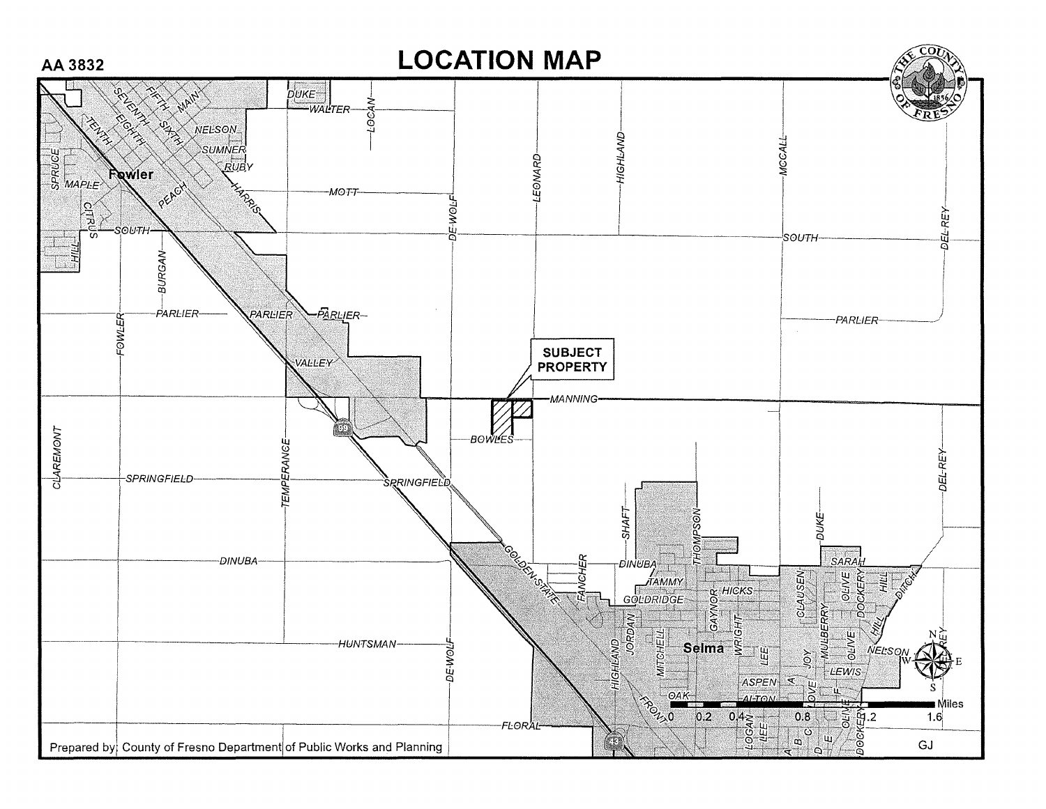AA 3832

# LOCATION MAP

THE COUNTY OF FRESNO 1856

SUBJECT PROPERTY

Fowler

Selma

MANNING

BOWLES

SOUTH

PARLIER

VALLEY

SPRINGFIELD

DINUBA

HUNTSMAN

FLORAL

MOTT

WALTER

DUKE

GOLDEN STATE

DE-WOLF

LEONARD

HIGHLAND

MCCALL

DEL-REY

LOCAN

TEMPERANCE

BURGAN

FOWLER

CLAREMONT

FANCHER

SHAFT

THOMPSON

Miles

0 0.2 0.4 0.8 1.2 1.6

Prepared by: County of Fresno Department of Public Works and Planning

GJ